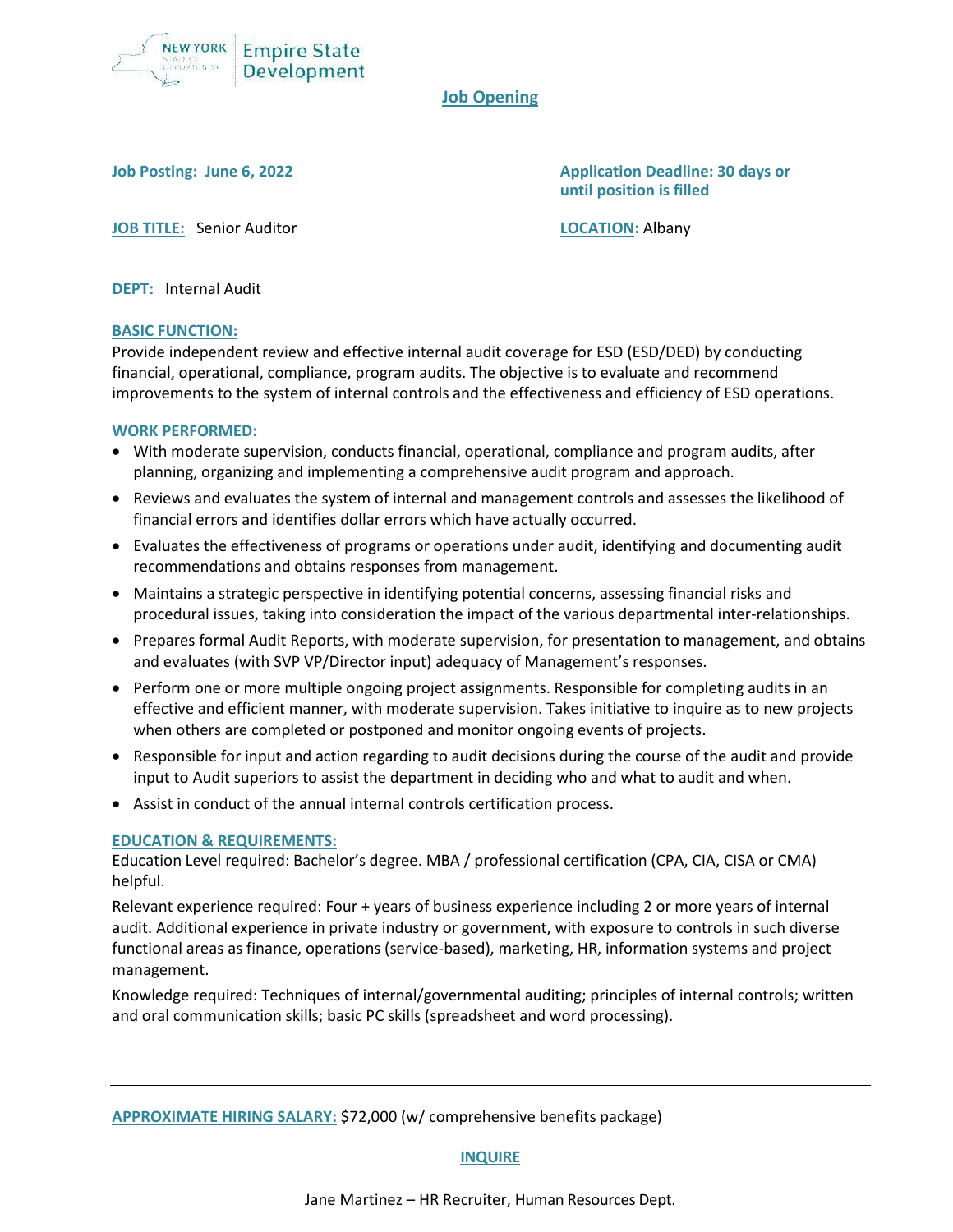New York State of Opportunity | Empire State Development

# Job Opening

**Job Posting: June 6, 2022**

**Application Deadline: 30 days or until position is filled**

**JOB TITLE:** Senior Auditor

**LOCATION:** Albany

**DEPT:** Internal Audit

## BASIC FUNCTION:

Provide independent review and effective internal audit coverage for ESD (ESD/DED) by conducting financial, operational, compliance, program audits. The objective is to evaluate and recommend improvements to the system of internal controls and the effectiveness and efficiency of ESD operations.

## WORK PERFORMED:

- With moderate supervision, conducts financial, operational, compliance and program audits, after planning, organizing and implementing a comprehensive audit program and approach.
- Reviews and evaluates the system of internal and management controls and assesses the likelihood of financial errors and identifies dollar errors which have actually occurred.
- Evaluates the effectiveness of programs or operations under audit, identifying and documenting audit recommendations and obtains responses from management.
- Maintains a strategic perspective in identifying potential concerns, assessing financial risks and procedural issues, taking into consideration the impact of the various departmental inter-relationships.
- Prepares formal Audit Reports, with moderate supervision, for presentation to management, and obtains and evaluates (with SVP VP/Director input) adequacy of Management's responses.
- Perform one or more multiple ongoing project assignments. Responsible for completing audits in an effective and efficient manner, with moderate supervision. Takes initiative to inquire as to new projects when others are completed or postponed and monitor ongoing events of projects.
- Responsible for input and action regarding to audit decisions during the course of the audit and provide input to Audit superiors to assist the department in deciding who and what to audit and when.
- Assist in conduct of the annual internal controls certification process.

## EDUCATION & REQUIREMENTS:

Education Level required: Bachelor's degree. MBA / professional certification (CPA, CIA, CISA or CMA) helpful.

Relevant experience required: Four + years of business experience including 2 or more years of internal audit. Additional experience in private industry or government, with exposure to controls in such diverse functional areas as finance, operations (service-based), marketing, HR, information systems and project management.

Knowledge required: Techniques of internal/governmental auditing; principles of internal controls; written and oral communication skills; basic PC skills (spreadsheet and word processing).

---

**APPROXIMATE HIRING SALARY:** $72,000 (w/ comprehensive benefits package)

## INQUIRE

Jane Martinez – HR Recruiter, Human Resources Dept.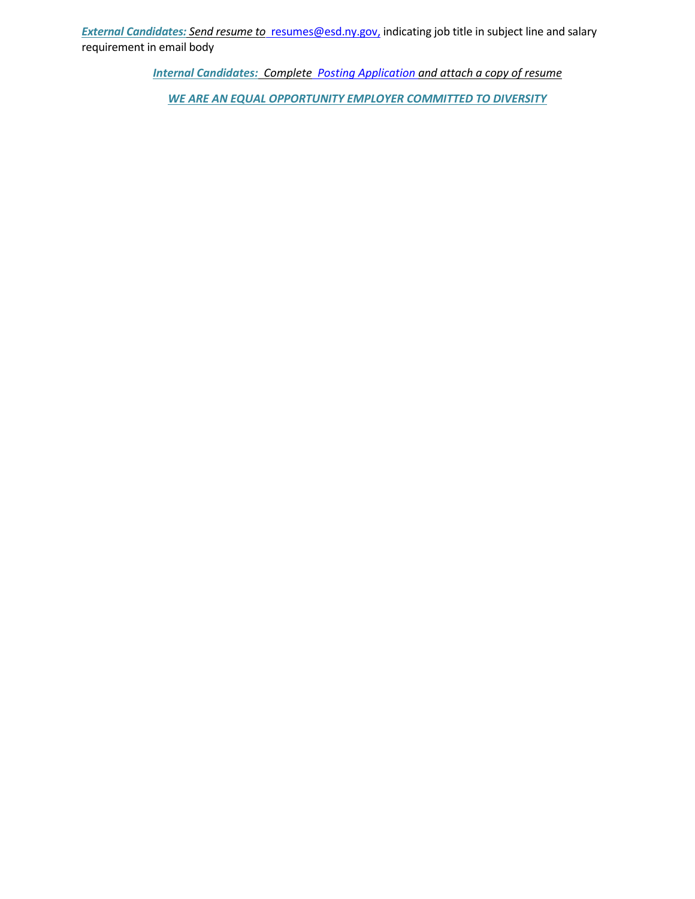***External Candidates:*** *Send resume to* resumes@esd.ny.gov, indicating job title in subject line and salary requirement in email body

***Internal Candidates:*** *Complete Posting Application and attach a copy of resume*

***WE ARE AN EQUAL OPPORTUNITY EMPLOYER COMMITTED TO DIVERSITY***